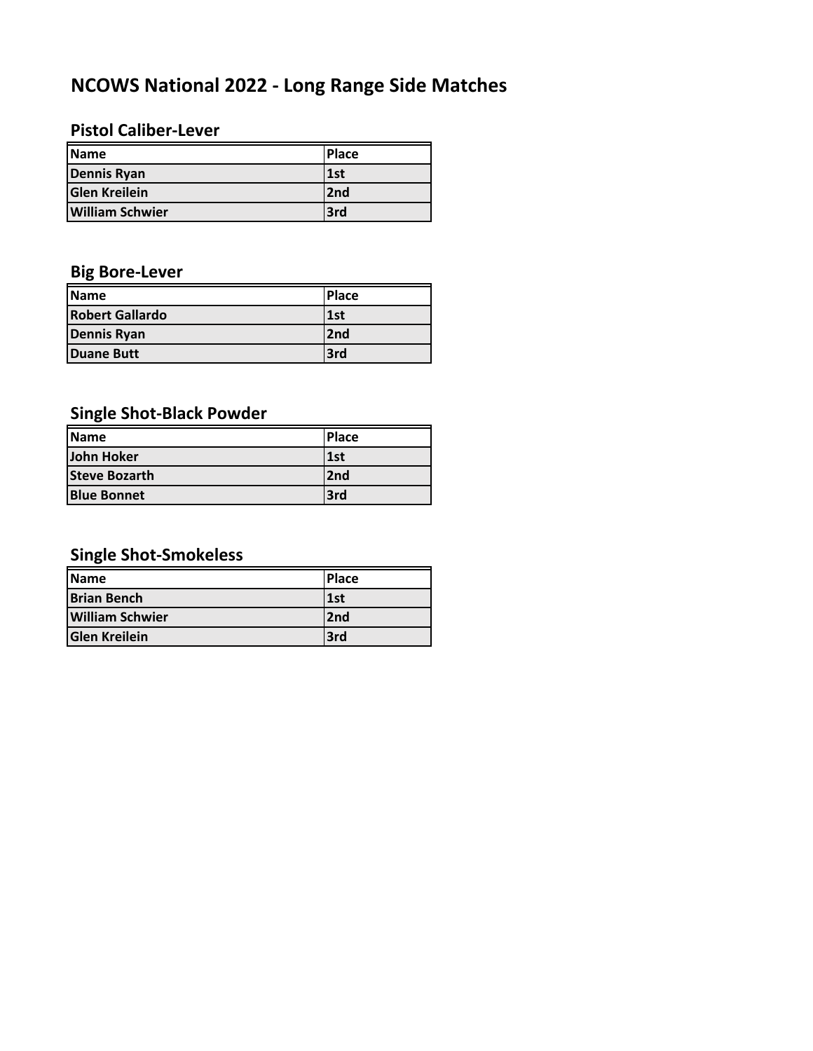# NCOWS National 2022 - Long Range Side Matches

## Pistol Caliber-Lever

| Name | Place |
|---|---|
| Dennis Ryan | 1st |
| Glen Kreilein | 2nd |
| William Schwier | 3rd |

## Big Bore-Lever

| Name | Place |
|---|---|
| Robert Gallardo | 1st |
| Dennis Ryan | 2nd |
| Duane Butt | 3rd |

## Single Shot-Black Powder

| Name | Place |
|---|---|
| John Hoker | 1st |
| Steve Bozarth | 2nd |
| Blue Bonnet | 3rd |

## Single Shot-Smokeless

| Name | Place |
|---|---|
| Brian Bench | 1st |
| William Schwier | 2nd |
| Glen Kreilein | 3rd |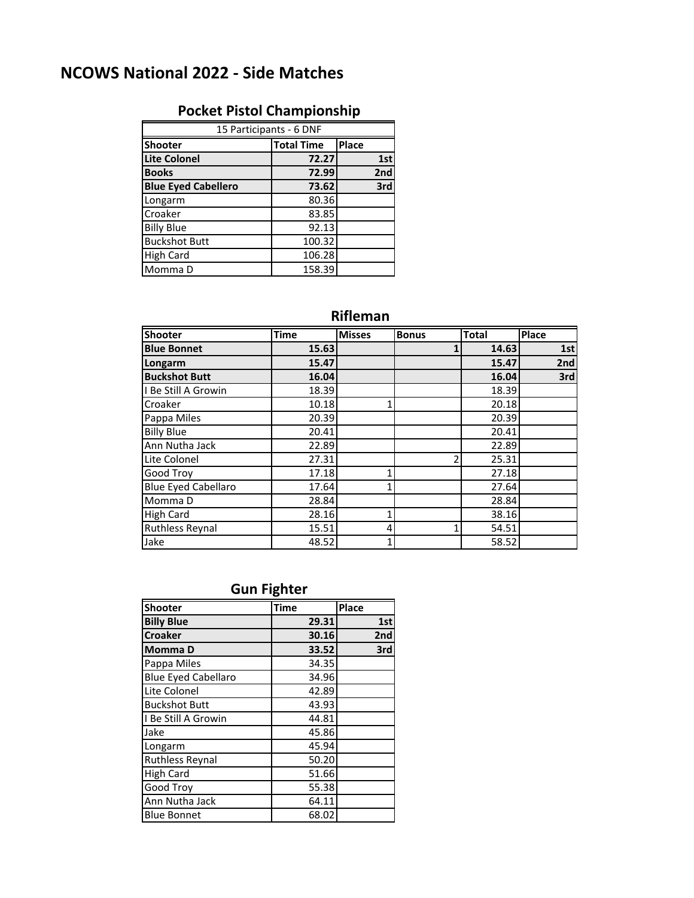# NCOWS National 2022 - Side Matches

## Pocket Pistol Championship

| 15 Participants - 6 DNF | | |
|---|---|---|
| **Shooter** | **Total Time** | **Place** |
| **Lite Colonel** | **72.27** | **1st** |
| **Books** | **72.99** | **2nd** |
| **Blue Eyed Cabellero** | **73.62** | **3rd** |
| Longarm | 80.36 | |
| Croaker | 83.85 | |
| Billy Blue | 92.13 | |
| Buckshot Butt | 100.32 | |
| High Card | 106.28 | |
| Momma D | 158.39 | |

## Rifleman

| Shooter | Time | Misses | Bonus | Total | Place |
|---|---|---|---|---|---|
| **Blue Bonnet** | **15.63** | | **1** | **14.63** | **1st** |
| **Longarm** | **15.47** | | | **15.47** | **2nd** |
| **Buckshot Butt** | **16.04** | | | **16.04** | **3rd** |
| I Be Still A Growin | 18.39 | | | 18.39 | |
| Croaker | 10.18 | 1 | | 20.18 | |
| Pappa Miles | 20.39 | | | 20.39 | |
| Billy Blue | 20.41 | | | 20.41 | |
| Ann Nutha Jack | 22.89 | | | 22.89 | |
| Lite Colonel | 27.31 | | 2 | 25.31 | |
| Good Troy | 17.18 | 1 | | 27.18 | |
| Blue Eyed Cabellaro | 17.64 | 1 | | 27.64 | |
| Momma D | 28.84 | | | 28.84 | |
| High Card | 28.16 | 1 | | 38.16 | |
| Ruthless Reynal | 15.51 | 4 | 1 | 54.51 | |
| Jake | 48.52 | 1 | | 58.52 | |

## Gun Fighter

| Shooter | Time | Place |
|---|---|---|
| **Billy Blue** | **29.31** | **1st** |
| **Croaker** | **30.16** | **2nd** |
| **Momma D** | **33.52** | **3rd** |
| Pappa Miles | 34.35 | |
| Blue Eyed Cabellaro | 34.96 | |
| Lite Colonel | 42.89 | |
| Buckshot Butt | 43.93 | |
| I Be Still A Growin | 44.81 | |
| Jake | 45.86 | |
| Longarm | 45.94 | |
| Ruthless Reynal | 50.20 | |
| High Card | 51.66 | |
| Good Troy | 55.38 | |
| Ann Nutha Jack | 64.11 | |
| Blue Bonnet | 68.02 | |